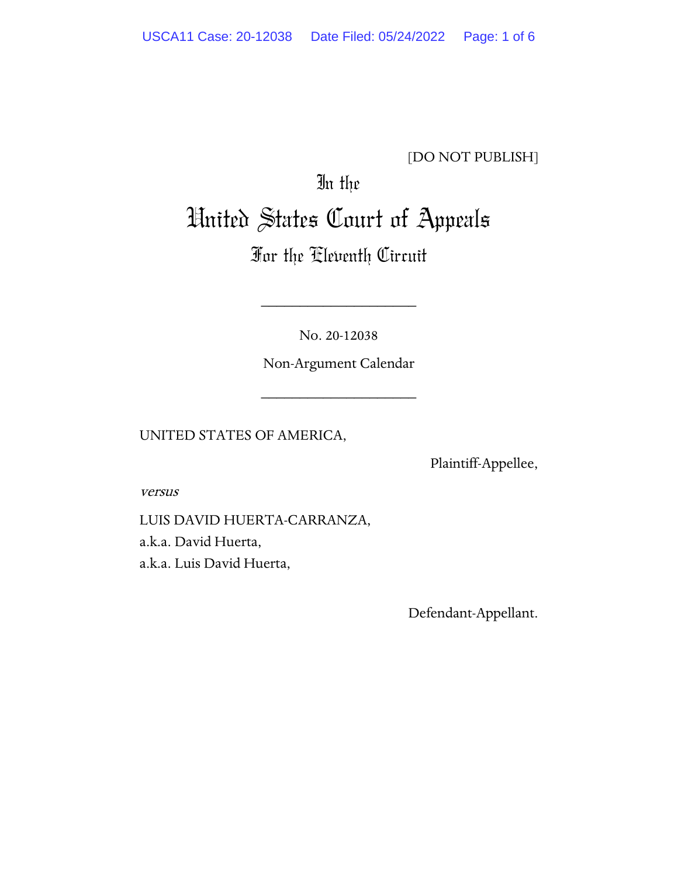[DO NOT PUBLISH]

In the

# United States Court of Appeals

## For the Eleventh Circuit

---

No. 20-12038

Non-Argument Calendar

---

UNITED STATES OF AMERICA,

Plaintiff-Appellee,

*versus*

LUIS DAVID HUERTA-CARRANZA,
a.k.a. David Huerta,
a.k.a. Luis David Huerta,

Defendant-Appellant.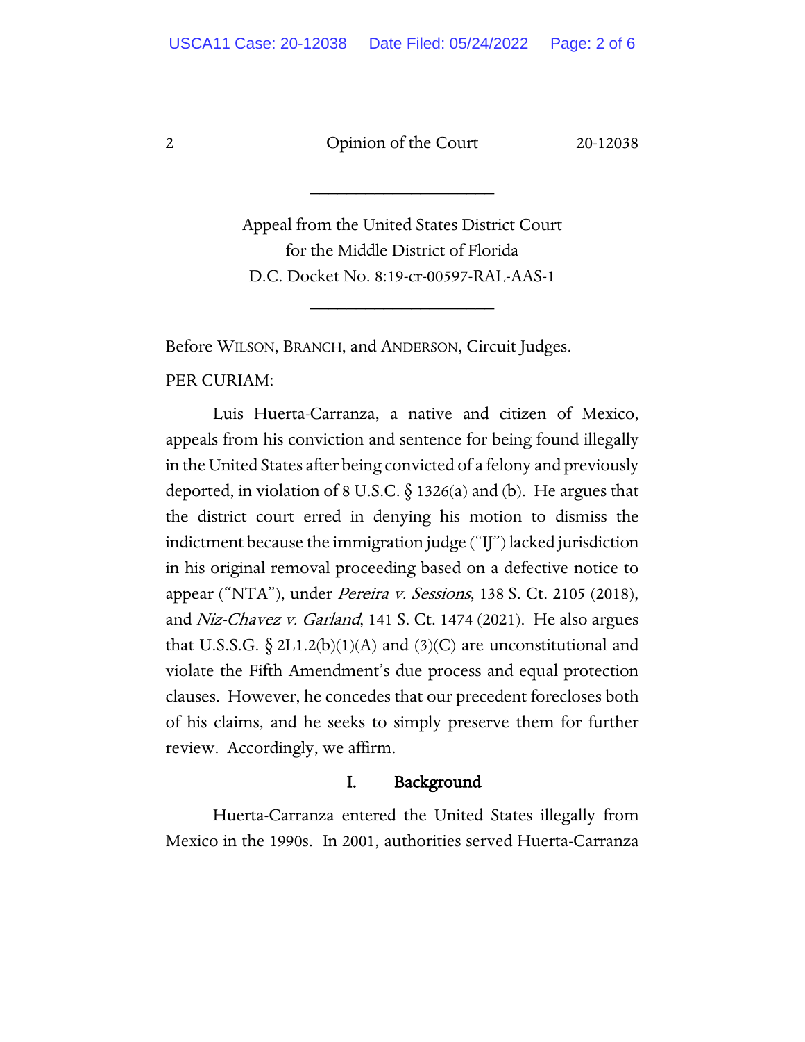Appeal from the United States District Court for the Middle District of Florida
D.C. Docket No. 8:19-cr-00597-RAL-AAS-1

Before WILSON, BRANCH, and ANDERSON, Circuit Judges.

PER CURIAM:

Luis Huerta-Carranza, a native and citizen of Mexico, appeals from his conviction and sentence for being found illegally in the United States after being convicted of a felony and previously deported, in violation of 8 U.S.C. § 1326(a) and (b). He argues that the district court erred in denying his motion to dismiss the indictment because the immigration judge ("IJ") lacked jurisdiction in his original removal proceeding based on a defective notice to appear ("NTA"), under *Pereira v. Sessions*, 138 S. Ct. 2105 (2018), and *Niz-Chavez v. Garland*, 141 S. Ct. 1474 (2021). He also argues that U.S.S.G. § 2L1.2(b)(1)(A) and (3)(C) are unconstitutional and violate the Fifth Amendment's due process and equal protection clauses. However, he concedes that our precedent forecloses both of his claims, and he seeks to simply preserve them for further review. Accordingly, we affirm.

## I. Background

Huerta-Carranza entered the United States illegally from Mexico in the 1990s. In 2001, authorities served Huerta-Carranza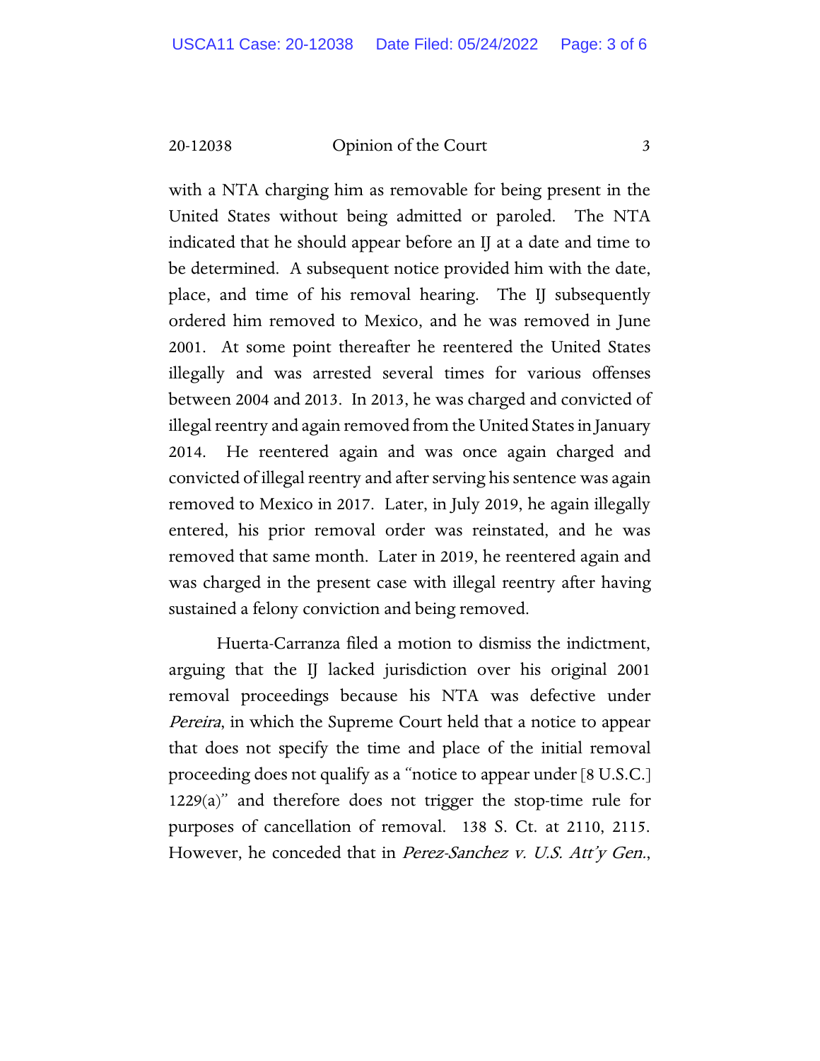with a NTA charging him as removable for being present in the United States without being admitted or paroled. The NTA indicated that he should appear before an IJ at a date and time to be determined. A subsequent notice provided him with the date, place, and time of his removal hearing. The IJ subsequently ordered him removed to Mexico, and he was removed in June 2001. At some point thereafter he reentered the United States illegally and was arrested several times for various offenses between 2004 and 2013. In 2013, he was charged and convicted of illegal reentry and again removed from the United States in January 2014. He reentered again and was once again charged and convicted of illegal reentry and after serving his sentence was again removed to Mexico in 2017. Later, in July 2019, he again illegally entered, his prior removal order was reinstated, and he was removed that same month. Later in 2019, he reentered again and was charged in the present case with illegal reentry after having sustained a felony conviction and being removed.

Huerta-Carranza filed a motion to dismiss the indictment, arguing that the IJ lacked jurisdiction over his original 2001 removal proceedings because his NTA was defective under *Pereira*, in which the Supreme Court held that a notice to appear that does not specify the time and place of the initial removal proceeding does not qualify as a "notice to appear under [8 U.S.C.] 1229(a)" and therefore does not trigger the stop-time rule for purposes of cancellation of removal. 138 S. Ct. at 2110, 2115. However, he conceded that in *Perez-Sanchez v. U.S. Att'y Gen.*,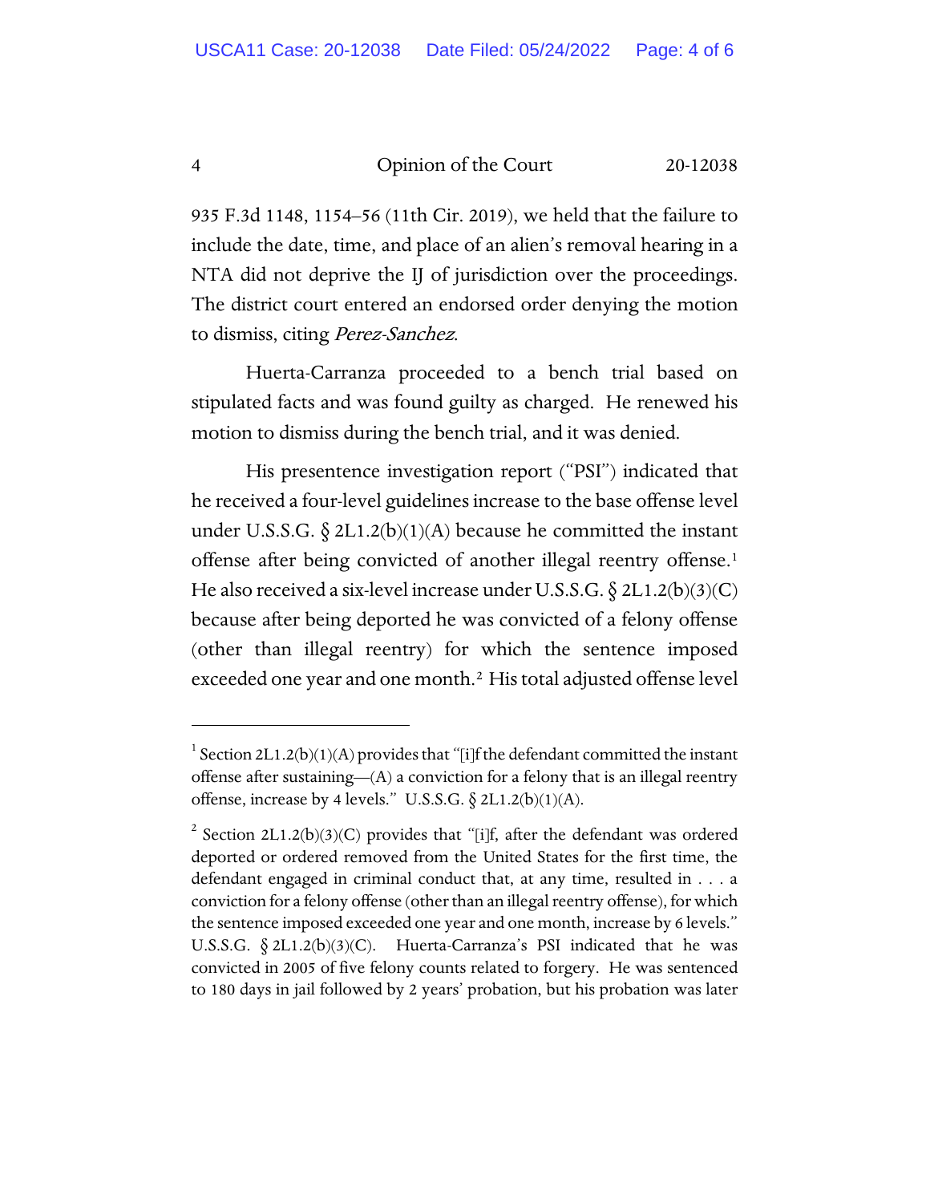935 F.3d 1148, 1154–56 (11th Cir. 2019), we held that the failure to include the date, time, and place of an alien's removal hearing in a NTA did not deprive the IJ of jurisdiction over the proceedings. The district court entered an endorsed order denying the motion to dismiss, citing *Perez-Sanchez*.

Huerta-Carranza proceeded to a bench trial based on stipulated facts and was found guilty as charged. He renewed his motion to dismiss during the bench trial, and it was denied.

His presentence investigation report ("PSI") indicated that he received a four-level guidelines increase to the base offense level under U.S.S.G. § 2L1.2(b)(1)(A) because he committed the instant offense after being convicted of another illegal reentry offense.[1] He also received a six-level increase under U.S.S.G. § 2L1.2(b)(3)(C) because after being deported he was convicted of a felony offense (other than illegal reentry) for which the sentence imposed exceeded one year and one month.[2] His total adjusted offense level

---

[1] Section 2L1.2(b)(1)(A) provides that "[i]f the defendant committed the instant offense after sustaining—(A) a conviction for a felony that is an illegal reentry offense, increase by 4 levels." U.S.S.G. § 2L1.2(b)(1)(A).

[2] Section 2L1.2(b)(3)(C) provides that "[i]f, after the defendant was ordered deported or ordered removed from the United States for the first time, the defendant engaged in criminal conduct that, at any time, resulted in . . . a conviction for a felony offense (other than an illegal reentry offense), for which the sentence imposed exceeded one year and one month, increase by 6 levels." U.S.S.G. § 2L1.2(b)(3)(C). Huerta-Carranza's PSI indicated that he was convicted in 2005 of five felony counts related to forgery. He was sentenced to 180 days in jail followed by 2 years' probation, but his probation was later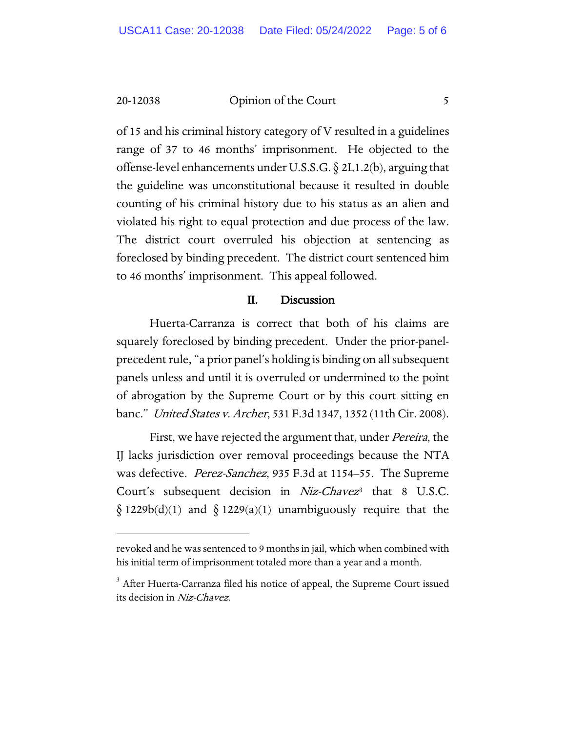of 15 and his criminal history category of V resulted in a guidelines range of 37 to 46 months' imprisonment. He objected to the offense-level enhancements under U.S.S.G. § 2L1.2(b), arguing that the guideline was unconstitutional because it resulted in double counting of his criminal history due to his status as an alien and violated his right to equal protection and due process of the law. The district court overruled his objection at sentencing as foreclosed by binding precedent. The district court sentenced him to 46 months' imprisonment. This appeal followed.

## II. Discussion

Huerta-Carranza is correct that both of his claims are squarely foreclosed by binding precedent. Under the prior-panel-precedent rule, "a prior panel's holding is binding on all subsequent panels unless and until it is overruled or undermined to the point of abrogation by the Supreme Court or by this court sitting en banc." *United States v. Archer*, 531 F.3d 1347, 1352 (11th Cir. 2008).

First, we have rejected the argument that, under *Pereira*, the IJ lacks jurisdiction over removal proceedings because the NTA was defective. *Perez-Sanchez*, 935 F.3d at 1154–55. The Supreme Court's subsequent decision in *Niz-Chavez*[3] that 8 U.S.C. § 1229b(d)(1) and § 1229(a)(1) unambiguously require that the

---

revoked and he was sentenced to 9 months in jail, which when combined with his initial term of imprisonment totaled more than a year and a month.

[3] After Huerta-Carranza filed his notice of appeal, the Supreme Court issued its decision in *Niz-Chavez*.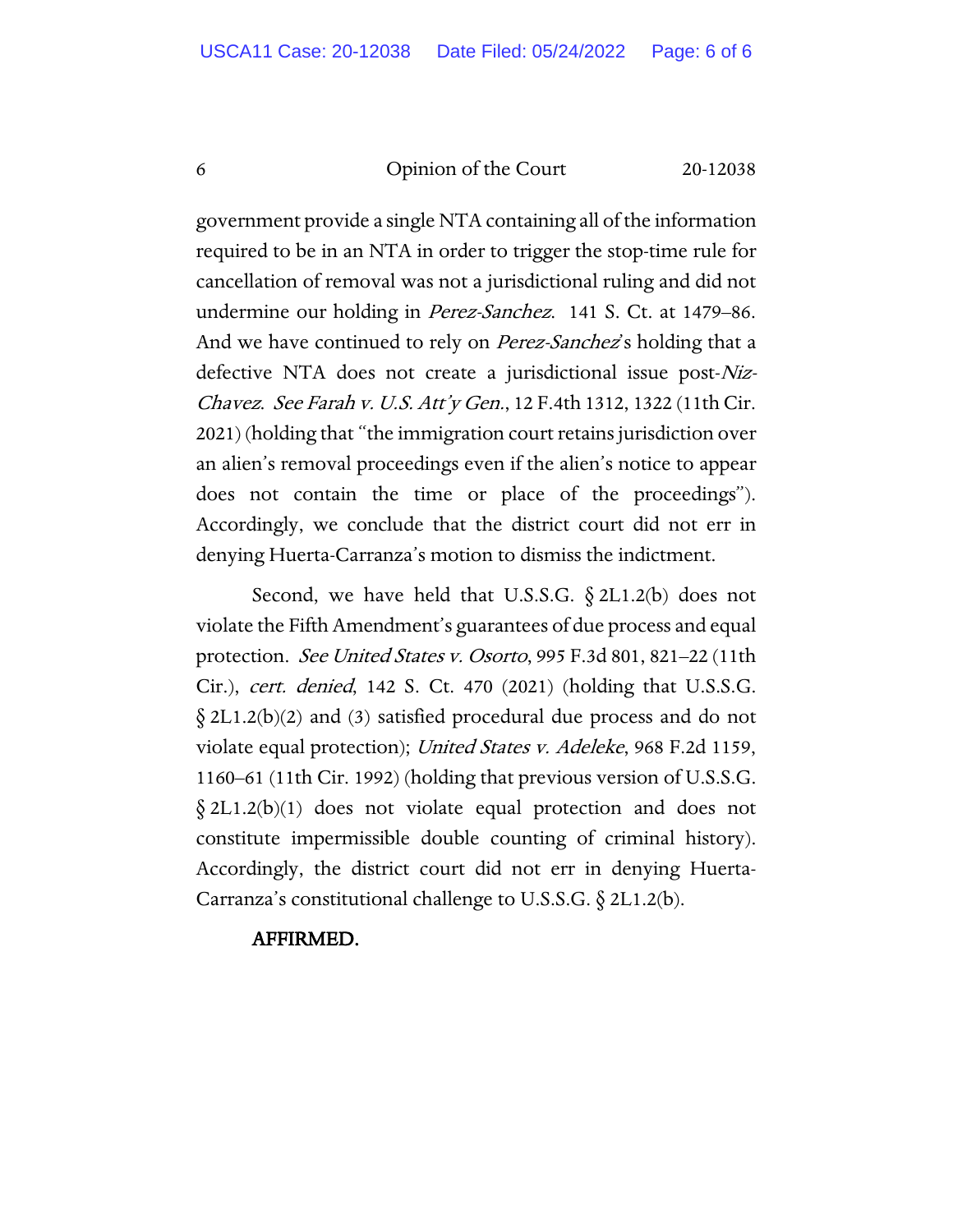government provide a single NTA containing all of the information required to be in an NTA in order to trigger the stop-time rule for cancellation of removal was not a jurisdictional ruling and did not undermine our holding in *Perez-Sanchez*. 141 S. Ct. at 1479–86. And we have continued to rely on *Perez-Sanchez*'s holding that a defective NTA does not create a jurisdictional issue post-*Niz-Chavez*. *See Farah v. U.S. Att'y Gen.*, 12 F.4th 1312, 1322 (11th Cir. 2021) (holding that "the immigration court retains jurisdiction over an alien's removal proceedings even if the alien's notice to appear does not contain the time or place of the proceedings"). Accordingly, we conclude that the district court did not err in denying Huerta-Carranza's motion to dismiss the indictment.

Second, we have held that U.S.S.G. § 2L1.2(b) does not violate the Fifth Amendment's guarantees of due process and equal protection. *See United States v. Osorto*, 995 F.3d 801, 821–22 (11th Cir.), *cert. denied*, 142 S. Ct. 470 (2021) (holding that U.S.S.G. § 2L1.2(b)(2) and (3) satisfied procedural due process and do not violate equal protection); *United States v. Adeleke*, 968 F.2d 1159, 1160–61 (11th Cir. 1992) (holding that previous version of U.S.S.G. § 2L1.2(b)(1) does not violate equal protection and does not constitute impermissible double counting of criminal history). Accordingly, the district court did not err in denying Huerta-Carranza's constitutional challenge to U.S.S.G. § 2L1.2(b).

**AFFIRMED.**